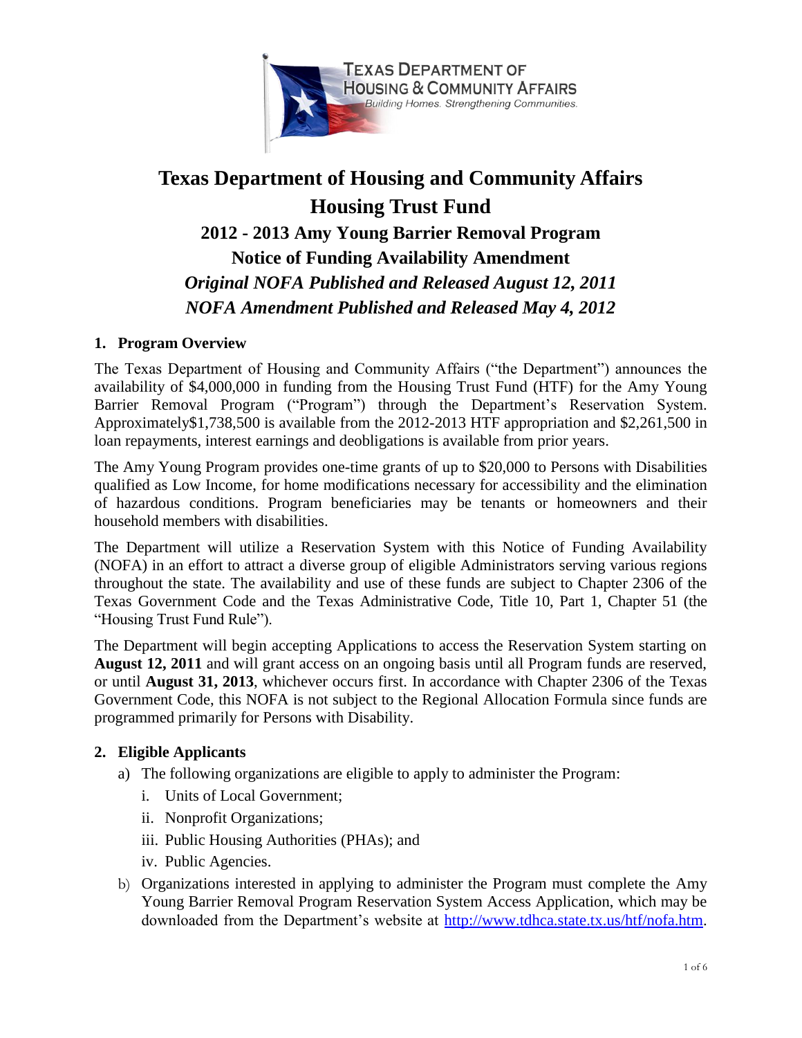# Texas Department of Housing and Community Affairs
# Housing Trust Fund

## 2012 - 2013 Amy Young Barrier Removal Program
## Notice of Funding Availability Amendment
## *Original NOFA Published and Released August 12, 2011*
## *NOFA Amendment Published and Released May 4, 2012*

### 1. Program Overview

The Texas Department of Housing and Community Affairs ("the Department") announces the availability of $4,000,000 in funding from the Housing Trust Fund (HTF) for the Amy Young Barrier Removal Program ("Program") through the Department's Reservation System. Approximately$1,738,500 is available from the 2012-2013 HTF appropriation and $2,261,500 in loan repayments, interest earnings and deobligations is available from prior years.

The Amy Young Program provides one-time grants of up to $20,000 to Persons with Disabilities qualified as Low Income, for home modifications necessary for accessibility and the elimination of hazardous conditions. Program beneficiaries may be tenants or homeowners and their household members with disabilities.

The Department will utilize a Reservation System with this Notice of Funding Availability (NOFA) in an effort to attract a diverse group of eligible Administrators serving various regions throughout the state. The availability and use of these funds are subject to Chapter 2306 of the Texas Government Code and the Texas Administrative Code, Title 10, Part 1, Chapter 51 (the "Housing Trust Fund Rule").

The Department will begin accepting Applications to access the Reservation System starting on **August 12, 2011** and will grant access on an ongoing basis until all Program funds are reserved, or until **August 31, 2013**, whichever occurs first. In accordance with Chapter 2306 of the Texas Government Code, this NOFA is not subject to the Regional Allocation Formula since funds are programmed primarily for Persons with Disability.

### 2. Eligible Applicants

a) The following organizations are eligible to apply to administer the Program:
   i. Units of Local Government;
   ii. Nonprofit Organizations;
   iii. Public Housing Authorities (PHAs); and
   iv. Public Agencies.

b) Organizations interested in applying to administer the Program must complete the Amy Young Barrier Removal Program Reservation System Access Application, which may be downloaded from the Department's website at http://www.tdhca.state.tx.us/htf/nofa.htm.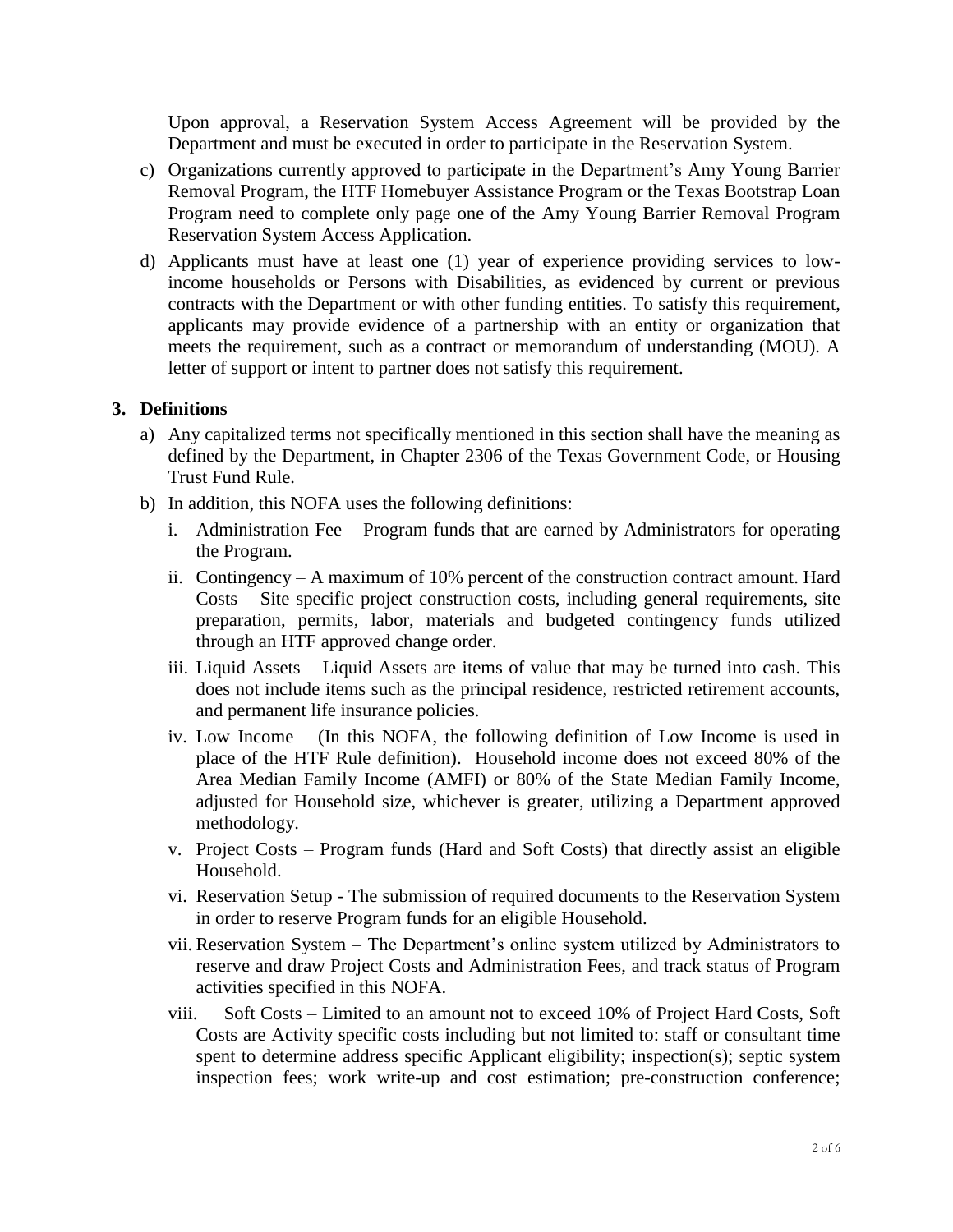Upon approval, a Reservation System Access Agreement will be provided by the Department and must be executed in order to participate in the Reservation System.

c) Organizations currently approved to participate in the Department's Amy Young Barrier Removal Program, the HTF Homebuyer Assistance Program or the Texas Bootstrap Loan Program need to complete only page one of the Amy Young Barrier Removal Program Reservation System Access Application.

d) Applicants must have at least one (1) year of experience providing services to low-income households or Persons with Disabilities, as evidenced by current or previous contracts with the Department or with other funding entities. To satisfy this requirement, applicants may provide evidence of a partnership with an entity or organization that meets the requirement, such as a contract or memorandum of understanding (MOU). A letter of support or intent to partner does not satisfy this requirement.

## 3. Definitions

a) Any capitalized terms not specifically mentioned in this section shall have the meaning as defined by the Department, in Chapter 2306 of the Texas Government Code, or Housing Trust Fund Rule.

b) In addition, this NOFA uses the following definitions:

   i. Administration Fee – Program funds that are earned by Administrators for operating the Program.

   ii. Contingency – A maximum of 10% percent of the construction contract amount. Hard Costs – Site specific project construction costs, including general requirements, site preparation, permits, labor, materials and budgeted contingency funds utilized through an HTF approved change order.

   iii. Liquid Assets – Liquid Assets are items of value that may be turned into cash. This does not include items such as the principal residence, restricted retirement accounts, and permanent life insurance policies.

   iv. Low Income – (In this NOFA, the following definition of Low Income is used in place of the HTF Rule definition). Household income does not exceed 80% of the Area Median Family Income (AMFI) or 80% of the State Median Family Income, adjusted for Household size, whichever is greater, utilizing a Department approved methodology.

   v. Project Costs – Program funds (Hard and Soft Costs) that directly assist an eligible Household.

   vi. Reservation Setup - The submission of required documents to the Reservation System in order to reserve Program funds for an eligible Household.

   vii. Reservation System – The Department's online system utilized by Administrators to reserve and draw Project Costs and Administration Fees, and track status of Program activities specified in this NOFA.

   viii. Soft Costs – Limited to an amount not to exceed 10% of Project Hard Costs, Soft Costs are Activity specific costs including but not limited to: staff or consultant time spent to determine address specific Applicant eligibility; inspection(s); septic system inspection fees; work write-up and cost estimation; pre-construction conference;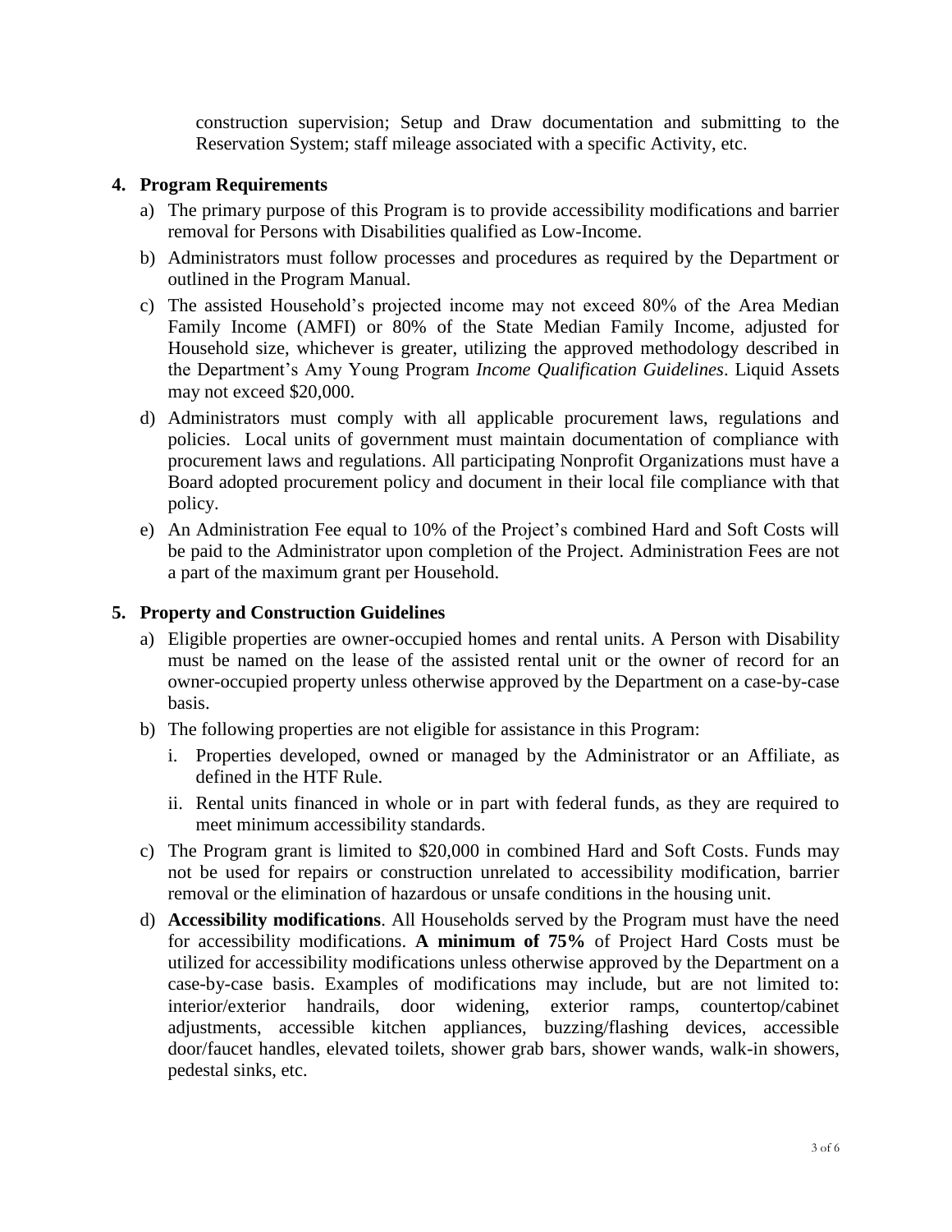construction supervision; Setup and Draw documentation and submitting to the Reservation System; staff mileage associated with a specific Activity, etc.

## 4. Program Requirements

a) The primary purpose of this Program is to provide accessibility modifications and barrier removal for Persons with Disabilities qualified as Low-Income.

b) Administrators must follow processes and procedures as required by the Department or outlined in the Program Manual.

c) The assisted Household's projected income may not exceed 80% of the Area Median Family Income (AMFI) or 80% of the State Median Family Income, adjusted for Household size, whichever is greater, utilizing the approved methodology described in the Department's Amy Young Program *Income Qualification Guidelines*. Liquid Assets may not exceed $20,000.

d) Administrators must comply with all applicable procurement laws, regulations and policies. Local units of government must maintain documentation of compliance with procurement laws and regulations. All participating Nonprofit Organizations must have a Board adopted procurement policy and document in their local file compliance with that policy.

e) An Administration Fee equal to 10% of the Project's combined Hard and Soft Costs will be paid to the Administrator upon completion of the Project. Administration Fees are not a part of the maximum grant per Household.

## 5. Property and Construction Guidelines

a) Eligible properties are owner-occupied homes and rental units. A Person with Disability must be named on the lease of the assisted rental unit or the owner of record for an owner-occupied property unless otherwise approved by the Department on a case-by-case basis.

b) The following properties are not eligible for assistance in this Program:

   i. Properties developed, owned or managed by the Administrator or an Affiliate, as defined in the HTF Rule.

   ii. Rental units financed in whole or in part with federal funds, as they are required to meet minimum accessibility standards.

c) The Program grant is limited to $20,000 in combined Hard and Soft Costs. Funds may not be used for repairs or construction unrelated to accessibility modification, barrier removal or the elimination of hazardous or unsafe conditions in the housing unit.

d) **Accessibility modifications**. All Households served by the Program must have the need for accessibility modifications. **A minimum of 75%** of Project Hard Costs must be utilized for accessibility modifications unless otherwise approved by the Department on a case-by-case basis. Examples of modifications may include, but are not limited to: interior/exterior handrails, door widening, exterior ramps, countertop/cabinet adjustments, accessible kitchen appliances, buzzing/flashing devices, accessible door/faucet handles, elevated toilets, shower grab bars, shower wands, walk-in showers, pedestal sinks, etc.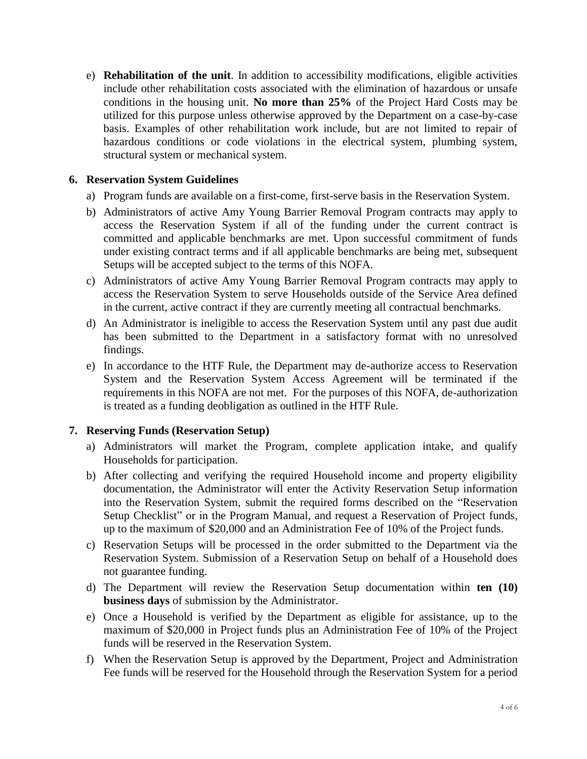e) **Rehabilitation of the unit**. In addition to accessibility modifications, eligible activities include other rehabilitation costs associated with the elimination of hazardous or unsafe conditions in the housing unit. **No more than 25%** of the Project Hard Costs may be utilized for this purpose unless otherwise approved by the Department on a case-by-case basis. Examples of other rehabilitation work include, but are not limited to repair of hazardous conditions or code violations in the electrical system, plumbing system, structural system or mechanical system.

## 6. Reservation System Guidelines

a) Program funds are available on a first-come, first-serve basis in the Reservation System.

b) Administrators of active Amy Young Barrier Removal Program contracts may apply to access the Reservation System if all of the funding under the current contract is committed and applicable benchmarks are met. Upon successful commitment of funds under existing contract terms and if all applicable benchmarks are being met, subsequent Setups will be accepted subject to the terms of this NOFA.

c) Administrators of active Amy Young Barrier Removal Program contracts may apply to access the Reservation System to serve Households outside of the Service Area defined in the current, active contract if they are currently meeting all contractual benchmarks.

d) An Administrator is ineligible to access the Reservation System until any past due audit has been submitted to the Department in a satisfactory format with no unresolved findings.

e) In accordance to the HTF Rule, the Department may de-authorize access to Reservation System and the Reservation System Access Agreement will be terminated if the requirements in this NOFA are not met. For the purposes of this NOFA, de-authorization is treated as a funding deobligation as outlined in the HTF Rule.

## 7. Reserving Funds (Reservation Setup)

a) Administrators will market the Program, complete application intake, and qualify Households for participation.

b) After collecting and verifying the required Household income and property eligibility documentation, the Administrator will enter the Activity Reservation Setup information into the Reservation System, submit the required forms described on the "Reservation Setup Checklist" or in the Program Manual, and request a Reservation of Project funds, up to the maximum of $20,000 and an Administration Fee of 10% of the Project funds.

c) Reservation Setups will be processed in the order submitted to the Department via the Reservation System. Submission of a Reservation Setup on behalf of a Household does not guarantee funding.

d) The Department will review the Reservation Setup documentation within **ten (10) business days** of submission by the Administrator.

e) Once a Household is verified by the Department as eligible for assistance, up to the maximum of $20,000 in Project funds plus an Administration Fee of 10% of the Project funds will be reserved in the Reservation System.

f) When the Reservation Setup is approved by the Department, Project and Administration Fee funds will be reserved for the Household through the Reservation System for a period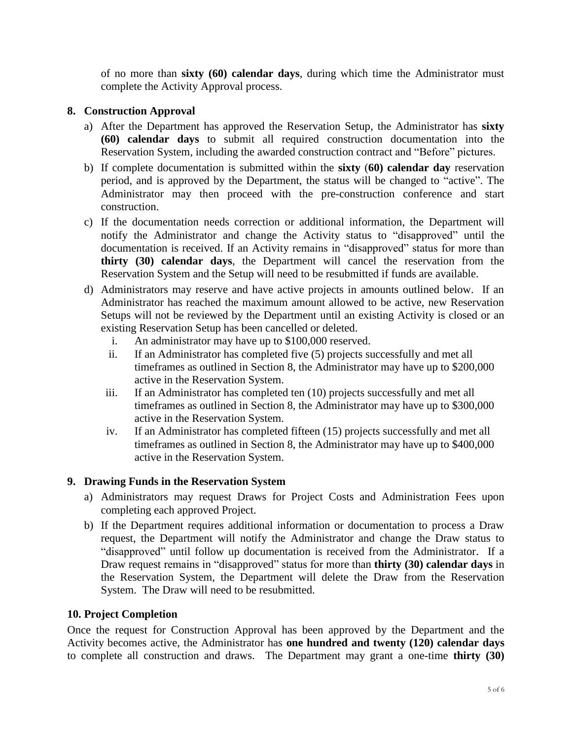of no more than **sixty (60) calendar days**, during which time the Administrator must complete the Activity Approval process.

## 8. Construction Approval

a) After the Department has approved the Reservation Setup, the Administrator has **sixty (60) calendar days** to submit all required construction documentation into the Reservation System, including the awarded construction contract and "Before" pictures.

b) If complete documentation is submitted within the **sixty (60) calendar day** reservation period, and is approved by the Department, the status will be changed to "active". The Administrator may then proceed with the pre-construction conference and start construction.

c) If the documentation needs correction or additional information, the Department will notify the Administrator and change the Activity status to "disapproved" until the documentation is received. If an Activity remains in "disapproved" status for more than **thirty (30) calendar days**, the Department will cancel the reservation from the Reservation System and the Setup will need to be resubmitted if funds are available.

d) Administrators may reserve and have active projects in amounts outlined below. If an Administrator has reached the maximum amount allowed to be active, new Reservation Setups will not be reviewed by the Department until an existing Activity is closed or an existing Reservation Setup has been cancelled or deleted.

   i. An administrator may have up to $100,000 reserved.

   ii. If an Administrator has completed five (5) projects successfully and met all timeframes as outlined in Section 8, the Administrator may have up to $200,000 active in the Reservation System.

   iii. If an Administrator has completed ten (10) projects successfully and met all timeframes as outlined in Section 8, the Administrator may have up to $300,000 active in the Reservation System.

   iv. If an Administrator has completed fifteen (15) projects successfully and met all timeframes as outlined in Section 8, the Administrator may have up to $400,000 active in the Reservation System.

## 9. Drawing Funds in the Reservation System

a) Administrators may request Draws for Project Costs and Administration Fees upon completing each approved Project.

b) If the Department requires additional information or documentation to process a Draw request, the Department will notify the Administrator and change the Draw status to "disapproved" until follow up documentation is received from the Administrator. If a Draw request remains in "disapproved" status for more than **thirty (30) calendar days** in the Reservation System, the Department will delete the Draw from the Reservation System. The Draw will need to be resubmitted.

## 10. Project Completion

Once the request for Construction Approval has been approved by the Department and the Activity becomes active, the Administrator has **one hundred and twenty (120) calendar days** to complete all construction and draws. The Department may grant a one-time **thirty (30)**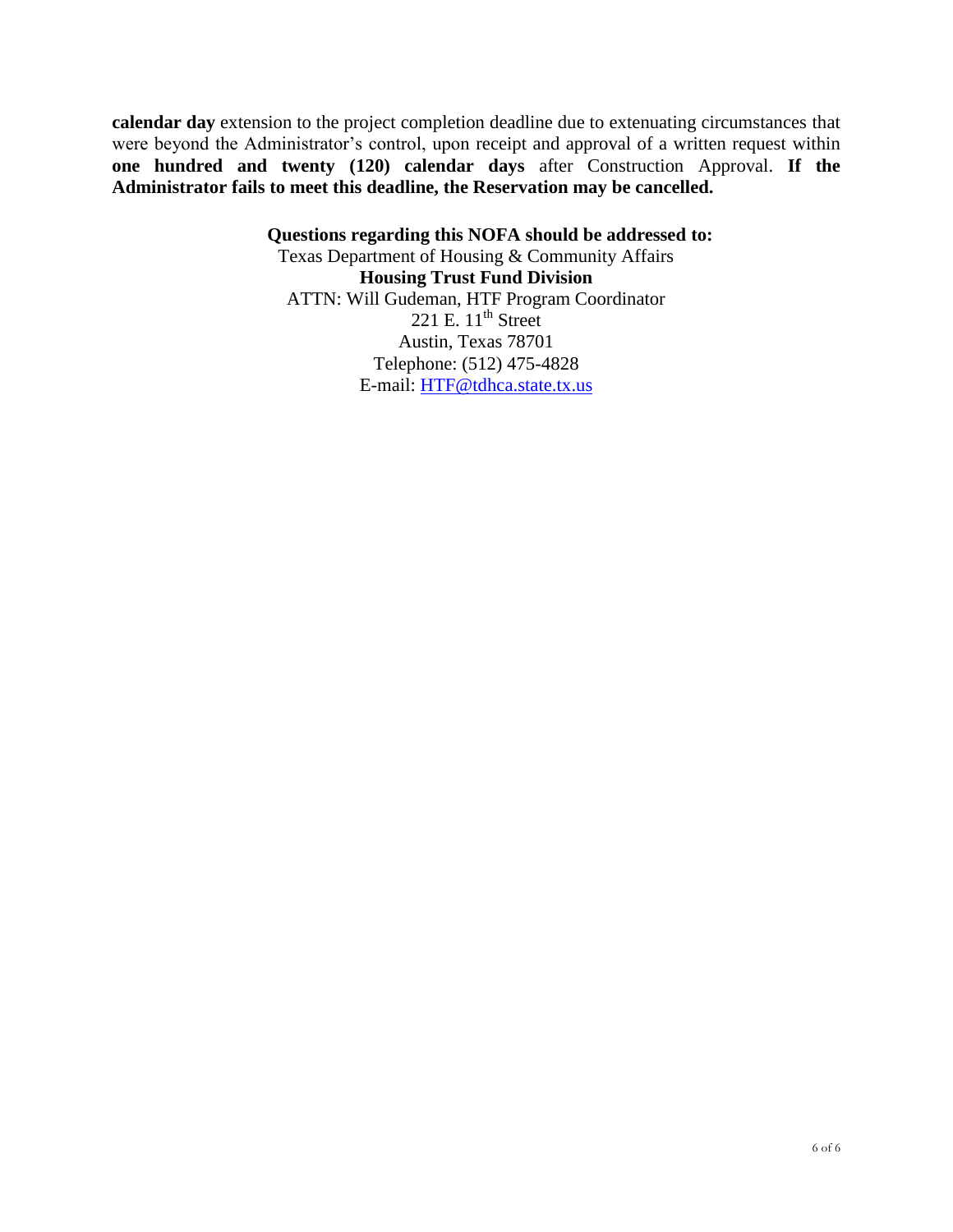**calendar day** extension to the project completion deadline due to extenuating circumstances that were beyond the Administrator's control, upon receipt and approval of a written request within **one hundred and twenty (120) calendar days** after Construction Approval. **If the Administrator fails to meet this deadline, the Reservation may be cancelled.**

**Questions regarding this NOFA should be addressed to:**
Texas Department of Housing & Community Affairs
**Housing Trust Fund Division**
ATTN: Will Gudeman, HTF Program Coordinator
221 E. 11th Street
Austin, Texas 78701
Telephone: (512) 475-4828
E-mail: HTF@tdhca.state.tx.us